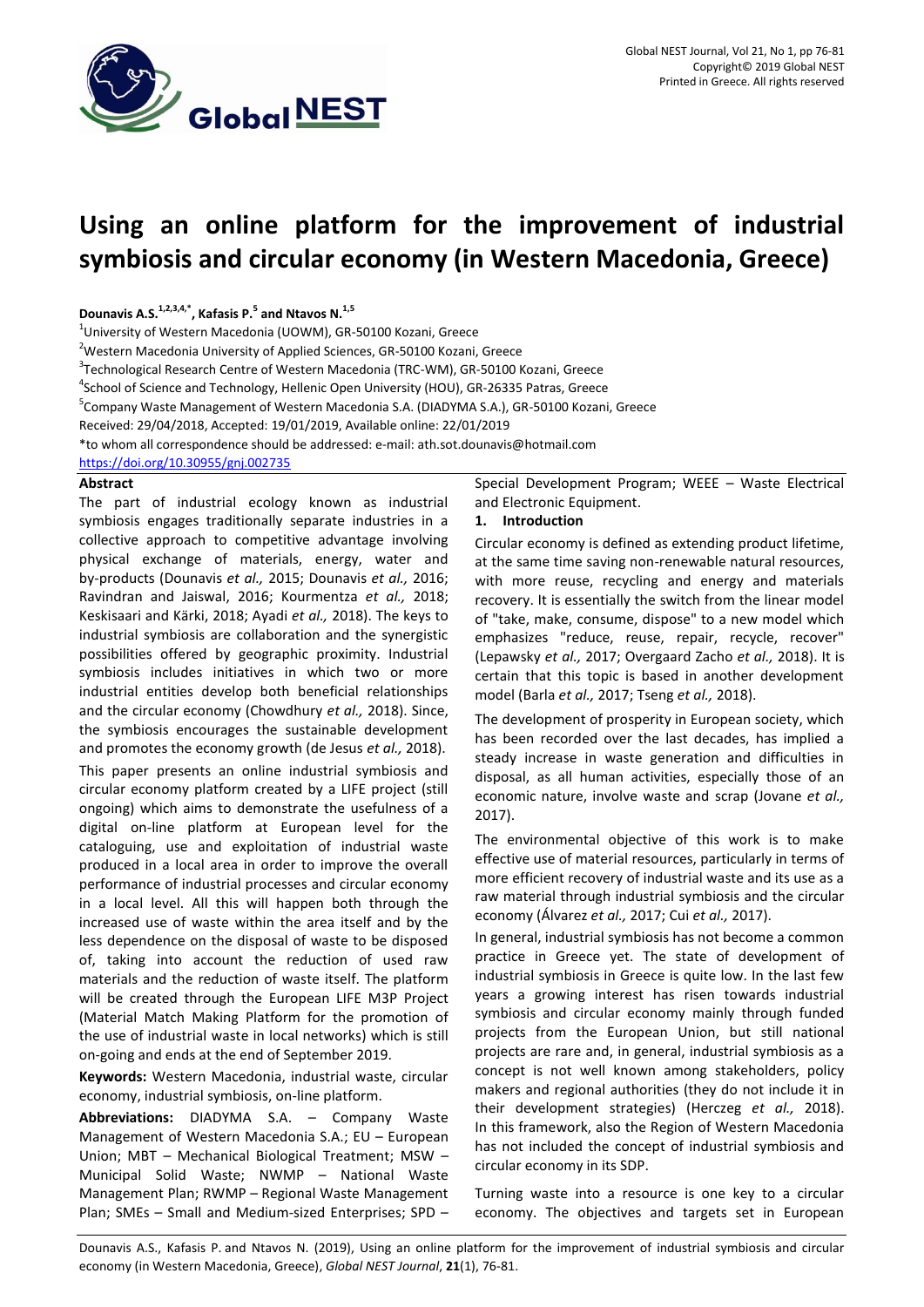# Using an online platform for the improvement of industrial symbiosis and circular economy (in Western Macedonia, Greece)

**Dounavis A.S.[1,2,3,4,*], Kafasis P.[5] and Ntavos N.[1,5]**

[1]University of Western Macedonia (UOWM), GR-50100 Kozani, Greece

[2]Western Macedonia University of Applied Sciences, GR-50100 Kozani, Greece

[3]Technological Research Centre of Western Macedonia (TRC-WM), GR-50100 Kozani, Greece

[4]School of Science and Technology, Hellenic Open University (HOU), GR-26335 Patras, Greece

[5]Company Waste Management of Western Macedonia S.A. (DIADYMA S.A.), GR-50100 Kozani, Greece

Received: 29/04/2018, Accepted: 19/01/2019, Available online: 22/01/2019

*to whom all correspondence should be addressed: e-mail: ath.sot.dounavis@hotmail.com

https://doi.org/10.30955/gnj.002735

## Abstract

The part of industrial ecology known as industrial symbiosis engages traditionally separate industries in a collective approach to competitive advantage involving physical exchange of materials, energy, water and by-products (Dounavis *et al.,* 2015; Dounavis *et al.,* 2016; Ravindran and Jaiswal, 2016; Kourmentza *et al.,* 2018; Keskisaari and Kärki, 2018; Ayadi *et al.,* 2018). The keys to industrial symbiosis are collaboration and the synergistic possibilities offered by geographic proximity. Industrial symbiosis includes initiatives in which two or more industrial entities develop both beneficial relationships and the circular economy (Chowdhury *et al.,* 2018). Since, the symbiosis encourages the sustainable development and promotes the economy growth (de Jesus *et al.,* 2018).

This paper presents an online industrial symbiosis and circular economy platform created by a LIFE project (still ongoing) which aims to demonstrate the usefulness of a digital on-line platform at European level for the cataloguing, use and exploitation of industrial waste produced in a local area in order to improve the overall performance of industrial processes and circular economy in a local level. All this will happen both through the increased use of waste within the area itself and by the less dependence on the disposal of waste to be disposed of, taking into account the reduction of used raw materials and the reduction of waste itself. The platform will be created through the European LIFE M3P Project (Material Match Making Platform for the promotion of the use of industrial waste in local networks) which is still on-going and ends at the end of September 2019.

**Keywords:** Western Macedonia, industrial waste, circular economy, industrial symbiosis, on-line platform.

**Abbreviations:** DIADYMA S.A. – Company Waste Management of Western Macedonia S.A.; EU – European Union; MBT – Mechanical Biological Treatment; MSW – Municipal Solid Waste; NWMP – National Waste Management Plan; RWMP – Regional Waste Management Plan; SMEs – Small and Medium-sized Enterprises; SPD – Special Development Program; WEEE – Waste Electrical and Electronic Equipment.

## 1. Introduction

Circular economy is defined as extending product lifetime, at the same time saving non-renewable natural resources, with more reuse, recycling and energy and materials recovery. It is essentially the switch from the linear model of "take, make, consume, dispose" to a new model which emphasizes "reduce, reuse, repair, recycle, recover" (Lepawsky *et al.,* 2017; Overgaard Zacho *et al.,* 2018). It is certain that this topic is based in another development model (Barla *et al.,* 2017; Tseng *et al.,* 2018).

The development of prosperity in European society, which has been recorded over the last decades, has implied a steady increase in waste generation and difficulties in disposal, as all human activities, especially those of an economic nature, involve waste and scrap (Jovane *et al.,* 2017).

The environmental objective of this work is to make effective use of material resources, particularly in terms of more efficient recovery of industrial waste and its use as a raw material through industrial symbiosis and the circular economy (Álvarez *et al.,* 2017; Cui *et al.,* 2017).

In general, industrial symbiosis has not become a common practice in Greece yet. The state of development of industrial symbiosis in Greece is quite low. In the last few years a growing interest has risen towards industrial symbiosis and circular economy mainly through funded projects from the European Union, but still national projects are rare and, in general, industrial symbiosis as a concept is not well known among stakeholders, policy makers and regional authorities (they do not include it in their development strategies) (Herczeg *et al.,* 2018). In this framework, also the Region of Western Macedonia has not included the concept of industrial symbiosis and circular economy in its SDP.

Turning waste into a resource is one key to a circular economy. The objectives and targets set in European

Dounavis A.S., Kafasis P. and Ntavos N. (2019), Using an online platform for the improvement of industrial symbiosis and circular economy (in Western Macedonia, Greece), *Global NEST Journal*, **21**(1), 76-81.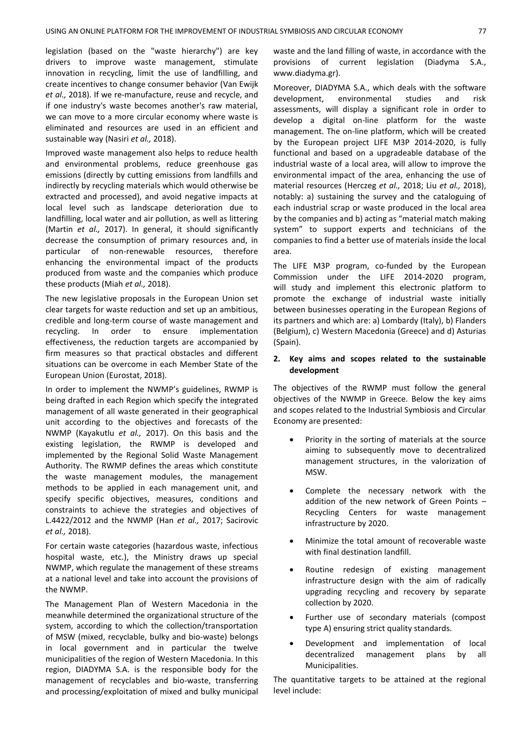legislation (based on the "waste hierarchy") are key drivers to improve waste management, stimulate innovation in recycling, limit the use of landfilling, and create incentives to change consumer behavior (Van Ewijk *et al.,* 2018). If we re-manufacture, reuse and recycle, and if one industry's waste becomes another's raw material, we can move to a more circular economy where waste is eliminated and resources are used in an efficient and sustainable way (Nasiri *et al.,* 2018).

Improved waste management also helps to reduce health and environmental problems, reduce greenhouse gas emissions (directly by cutting emissions from landfills and indirectly by recycling materials which would otherwise be extracted and processed), and avoid negative impacts at local level such as landscape deterioration due to landfilling, local water and air pollution, as well as littering (Martin *et al.,* 2017). In general, it should significantly decrease the consumption of primary resources and, in particular of non-renewable resources, therefore enhancing the environmental impact of the products produced from waste and the companies which produce these products (Miah *et al.,* 2018).

The new legislative proposals in the European Union set clear targets for waste reduction and set up an ambitious, credible and long-term course of waste management and recycling. In order to ensure implementation effectiveness, the reduction targets are accompanied by firm measures so that practical obstacles and different situations can be overcome in each Member State of the European Union (Eurostat, 2018).

In order to implement the NWMP's guidelines, RWMP is being drafted in each Region which specify the integrated management of all waste generated in their geographical unit according to the objectives and forecasts of the NWMP (Kayakutlu *et al.,* 2017). On this basis and the existing legislation, the RWMP is developed and implemented by the Regional Solid Waste Management Authority. The RWMP defines the areas which constitute the waste management modules, the management methods to be applied in each management unit, and specify specific objectives, measures, conditions and constraints to achieve the strategies and objectives of L.4422/2012 and the NWMP (Han *et al.,* 2017; Sacirovic *et al.,* 2018).

For certain waste categories (hazardous waste, infectious hospital waste, etc.), the Ministry draws up special NWMP, which regulate the management of these streams at a national level and take into account the provisions of the NWMP.

The Management Plan of Western Macedonia in the meanwhile determined the organizational structure of the system, according to which the collection/transportation of MSW (mixed, recyclable, bulky and bio-waste) belongs in local government and in particular the twelve municipalities of the region of Western Macedonia. In this region, DIADYMA S.A. is the responsible body for the management of recyclables and bio-waste, transferring and processing/exploitation of mixed and bulky municipal waste and the land filling of waste, in accordance with the provisions of current legislation (Diadyma S.A., www.diadyma.gr).

Moreover, DIADYMA S.A., which deals with the software development, environmental studies and risk assessments, will display a significant role in order to develop a digital on-line platform for the waste management. The on-line platform, which will be created by the European project LIFE M3P 2014-2020, is fully functional and based on a upgradeable database of the industrial waste of a local area, will allow to improve the environmental impact of the area, enhancing the use of material resources (Herczeg *et al.,* 2018; Liu *et al.,* 2018), notably: a) sustaining the survey and the cataloguing of each industrial scrap or waste produced in the local area by the companies and b) acting as "material match making system" to support experts and technicians of the companies to find a better use of materials inside the local area.

The LIFE M3P program, co-funded by the European Commission under the LIFE 2014-2020 program, will study and implement this electronic platform to promote the exchange of industrial waste initially between businesses operating in the European Regions of its partners and which are: a) Lombardy (Italy), b) Flanders (Belgium), c) Western Macedonia (Greece) and d) Asturias (Spain).

## 2. Key aims and scopes related to the sustainable development

The objectives of the RWMP must follow the general objectives of the NWMP in Greece. Below the key aims and scopes related to the Industrial Symbiosis and Circular Economy are presented:

- Priority in the sorting of materials at the source aiming to subsequently move to decentralized management structures, in the valorization of MSW.
- Complete the necessary network with the addition of the new network of Green Points – Recycling Centers for waste management infrastructure by 2020.
- Minimize the total amount of recoverable waste with final destination landfill.
- Routine redesign of existing management infrastructure design with the aim of radically upgrading recycling and recovery by separate collection by 2020.
- Further use of secondary materials (compost type A) ensuring strict quality standards.
- Development and implementation of local decentralized management plans by all Municipalities.

The quantitative targets to be attained at the regional level include: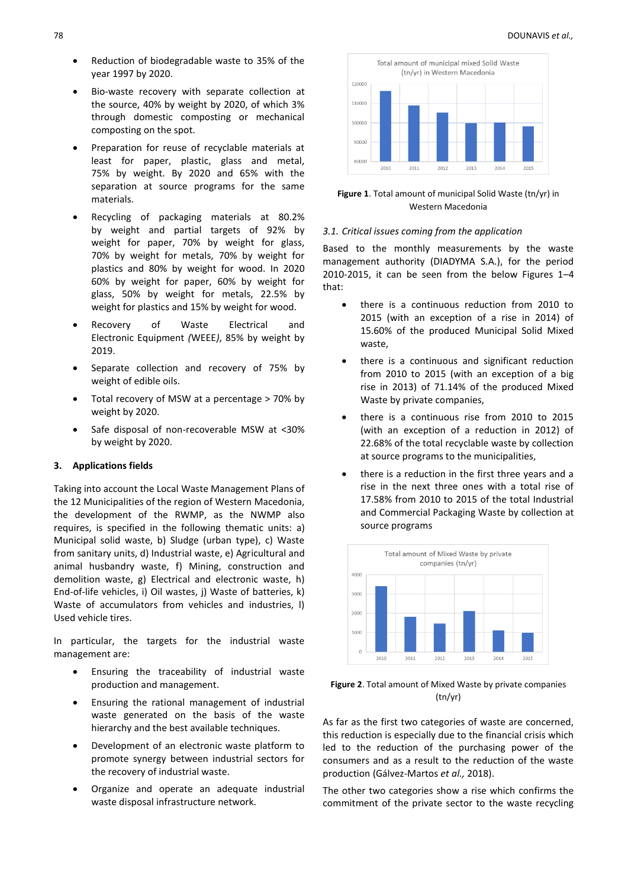- Reduction of biodegradable waste to 35% of the year 1997 by 2020.
- Bio-waste recovery with separate collection at the source, 40% by weight by 2020, of which 3% through domestic composting or mechanical composting on the spot.
- Preparation for reuse of recyclable materials at least for paper, plastic, glass and metal, 75% by weight. By 2020 and 65% with the separation at source programs for the same materials.
- Recycling of packaging materials at 80.2% by weight and partial targets of 92% by weight for paper, 70% by weight for glass, 70% by weight for metals, 70% by weight for plastics and 80% by weight for wood. In 2020 60% by weight for paper, 60% by weight for glass, 50% by weight for metals, 22.5% by weight for plastics and 15% by weight for wood.
- Recovery of Waste Electrical and Electronic Equipment *(WEEE)*, 85% by weight by 2019.
- Separate collection and recovery of 75% by weight of edible oils.
- Total recovery of MSW at a percentage > 70% by weight by 2020.
- Safe disposal of non-recoverable MSW at <30% by weight by 2020.

## 3. Applications fields

Taking into account the Local Waste Management Plans of the 12 Municipalities of the region of Western Macedonia, the development of the RWMP, as the NWMP also requires, is specified in the following thematic units: a) Municipal solid waste, b) Sludge (urban type), c) Waste from sanitary units, d) Industrial waste, e) Agricultural and animal husbandry waste, f) Mining, construction and demolition waste, g) Electrical and electronic waste, h) End-of-life vehicles, i) Oil wastes, j) Waste of batteries, k) Waste of accumulators from vehicles and industries, l) Used vehicle tires.

In particular, the targets for the industrial waste management are:

- Ensuring the traceability of industrial waste production and management.
- Ensuring the rational management of industrial waste generated on the basis of the waste hierarchy and the best available techniques.
- Development of an electronic waste platform to promote synergy between industrial sectors for the recovery of industrial waste.
- Organize and operate an adequate industrial waste disposal infrastructure network.

**Figure 1**. Total amount of municipal Solid Waste (tn/yr) in Western Macedonia

### 3.1. Critical issues coming from the application

Based to the monthly measurements by the waste management authority (DIADYMA S.A.), for the period 2010-2015, it can be seen from the below Figures 1–4 that:

- there is a continuous reduction from 2010 to 2015 (with an exception of a rise in 2014) of 15.60% of the produced Municipal Solid Mixed waste,
- there is a continuous and significant reduction from 2010 to 2015 (with an exception of a big rise in 2013) of 71.14% of the produced Mixed Waste by private companies,
- there is a continuous rise from 2010 to 2015 (with an exception of a reduction in 2012) of 22.68% of the total recyclable waste by collection at source programs to the municipalities,
- there is a reduction in the first three years and a rise in the next three ones with a total rise of 17.58% from 2010 to 2015 of the total Industrial and Commercial Packaging Waste by collection at source programs

**Figure 2**. Total amount of Mixed Waste by private companies (tn/yr)

As far as the first two categories of waste are concerned, this reduction is especially due to the financial crisis which led to the reduction of the purchasing power of the consumers and as a result to the reduction of the waste production (Gálvez-Martos *et al.,* 2018).

The other two categories show a rise which confirms the commitment of the private sector to the waste recycling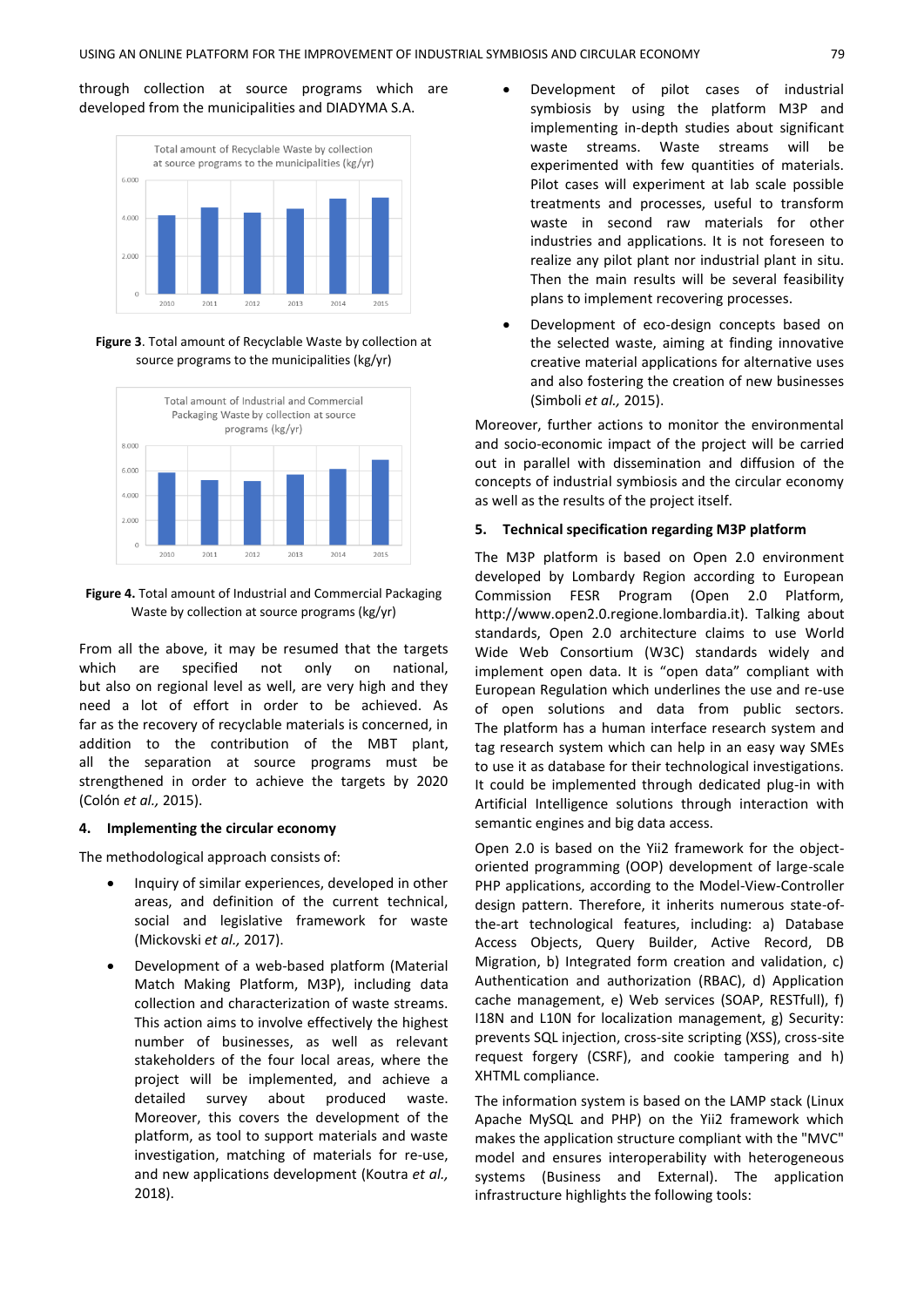through collection at source programs which are developed from the municipalities and DIADYMA S.A.

**Figure 3**. Total amount of Recyclable Waste by collection at source programs to the municipalities (kg/yr)

**Figure 4.** Total amount of Industrial and Commercial Packaging Waste by collection at source programs (kg/yr)

From all the above, it may be resumed that the targets which are specified not only on national, but also on regional level as well, are very high and they need a lot of effort in order to be achieved. As far as the recovery of recyclable materials is concerned, in addition to the contribution of the MBT plant, all the separation at source programs must be strengthened in order to achieve the targets by 2020 (Colón *et al.,* 2015).

## 4. Implementing the circular economy

The methodological approach consists of:

- Inquiry of similar experiences, developed in other areas, and definition of the current technical, social and legislative framework for waste (Mickovski *et al.,* 2017).
- Development of a web-based platform (Material Match Making Platform, M3P), including data collection and characterization of waste streams. This action aims to involve effectively the highest number of businesses, as well as relevant stakeholders of the four local areas, where the project will be implemented, and achieve a detailed survey about produced waste. Moreover, this covers the development of the platform, as tool to support materials and waste investigation, matching of materials for re-use, and new applications development (Koutra *et al.,* 2018).
- Development of pilot cases of industrial symbiosis by using the platform M3P and implementing in-depth studies about significant waste streams. Waste streams will be experimented with few quantities of materials. Pilot cases will experiment at lab scale possible treatments and processes, useful to transform waste in second raw materials for other industries and applications. It is not foreseen to realize any pilot plant nor industrial plant in situ. Then the main results will be several feasibility plans to implement recovering processes.
- Development of eco-design concepts based on the selected waste, aiming at finding innovative creative material applications for alternative uses and also fostering the creation of new businesses (Simboli *et al.,* 2015).

Moreover, further actions to monitor the environmental and socio-economic impact of the project will be carried out in parallel with dissemination and diffusion of the concepts of industrial symbiosis and the circular economy as well as the results of the project itself.

## 5. Technical specification regarding M3P platform

The M3P platform is based on Open 2.0 environment developed by Lombardy Region according to European Commission FESR Program (Open 2.0 Platform, http://www.open2.0.regione.lombardia.it). Talking about standards, Open 2.0 architecture claims to use World Wide Web Consortium (W3C) standards widely and implement open data. It is "open data" compliant with European Regulation which underlines the use and re-use of open solutions and data from public sectors. The platform has a human interface research system and tag research system which can help in an easy way SMEs to use it as database for their technological investigations. It could be implemented through dedicated plug-in with Artificial Intelligence solutions through interaction with semantic engines and big data access.

Open 2.0 is based on the Yii2 framework for the object-oriented programming (OOP) development of large-scale PHP applications, according to the Model-View-Controller design pattern. Therefore, it inherits numerous state-of-the-art technological features, including: a) Database Access Objects, Query Builder, Active Record, DB Migration, b) Integrated form creation and validation, c) Authentication and authorization (RBAC), d) Application cache management, e) Web services (SOAP, RESTfull), f) I18N and L10N for localization management, g) Security: prevents SQL injection, cross-site scripting (XSS), cross-site request forgery (CSRF), and cookie tampering and h) XHTML compliance.

The information system is based on the LAMP stack (Linux Apache MySQL and PHP) on the Yii2 framework which makes the application structure compliant with the "MVC" model and ensures interoperability with heterogeneous systems (Business and External). The application infrastructure highlights the following tools: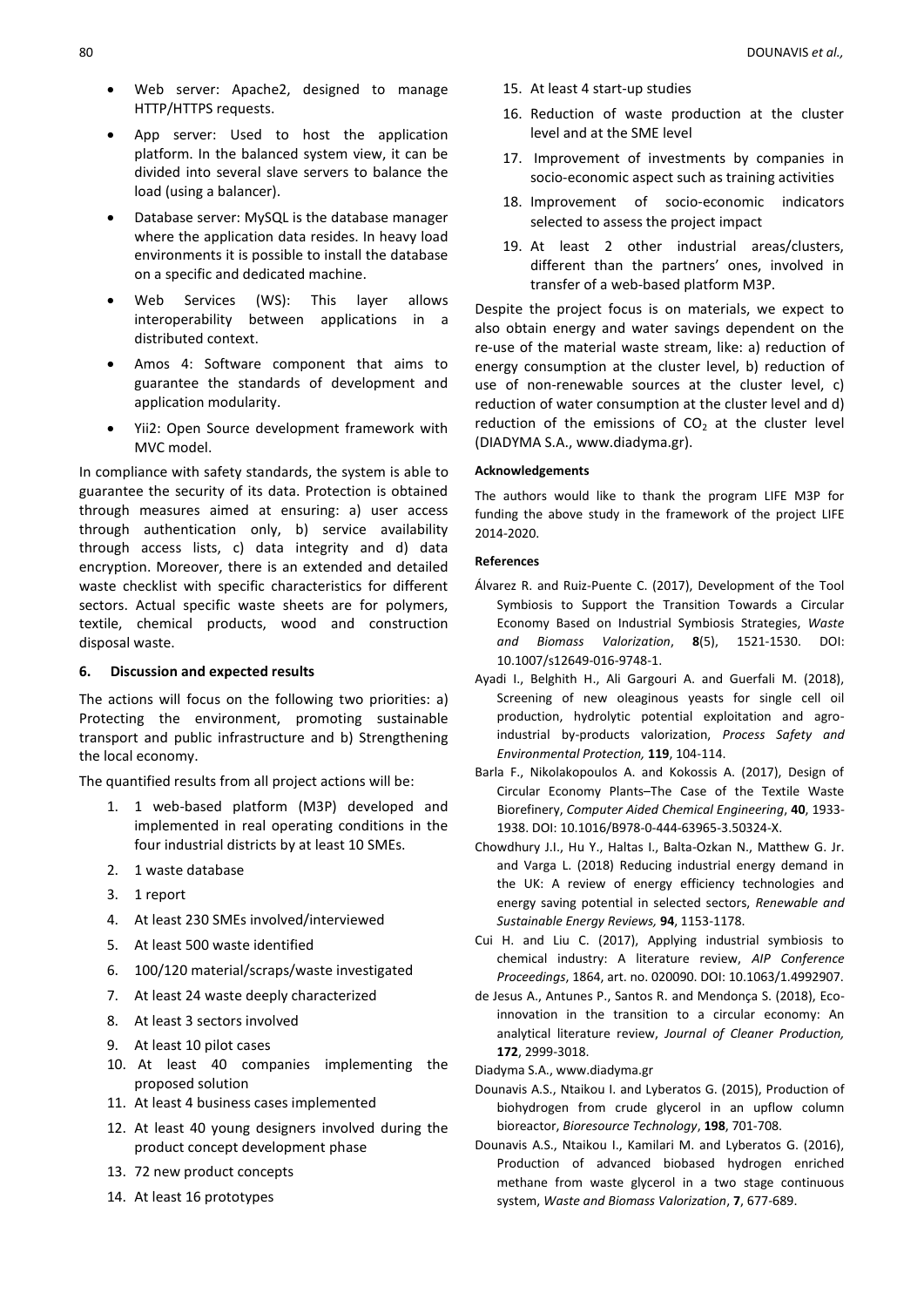- Web server: Apache2, designed to manage HTTP/HTTPS requests.
- App server: Used to host the application platform. In the balanced system view, it can be divided into several slave servers to balance the load (using a balancer).
- Database server: MySQL is the database manager where the application data resides. In heavy load environments it is possible to install the database on a specific and dedicated machine.
- Web Services (WS): This layer allows interoperability between applications in a distributed context.
- Amos 4: Software component that aims to guarantee the standards of development and application modularity.
- Yii2: Open Source development framework with MVC model.

In compliance with safety standards, the system is able to guarantee the security of its data. Protection is obtained through measures aimed at ensuring: a) user access through authentication only, b) service availability through access lists, c) data integrity and d) data encryption. Moreover, there is an extended and detailed waste checklist with specific characteristics for different sectors. Actual specific waste sheets are for polymers, textile, chemical products, wood and construction disposal waste.

## 6. Discussion and expected results

The actions will focus on the following two priorities: a) Protecting the environment, promoting sustainable transport and public infrastructure and b) Strengthening the local economy.

The quantified results from all project actions will be:

1. 1 web-based platform (M3P) developed and implemented in real operating conditions in the four industrial districts by at least 10 SMEs.
2. 1 waste database
3. 1 report
4. At least 230 SMEs involved/interviewed
5. At least 500 waste identified
6. 100/120 material/scraps/waste investigated
7. At least 24 waste deeply characterized
8. At least 3 sectors involved
9. At least 10 pilot cases
10. At least 40 companies implementing the proposed solution
11. At least 4 business cases implemented
12. At least 40 young designers involved during the product concept development phase
13. 72 new product concepts
14. At least 16 prototypes
15. At least 4 start-up studies
16. Reduction of waste production at the cluster level and at the SME level
17. Improvement of investments by companies in socio-economic aspect such as training activities
18. Improvement of socio-economic indicators selected to assess the project impact
19. At least 2 other industrial areas/clusters, different than the partners' ones, involved in transfer of a web-based platform M3P.

Despite the project focus is on materials, we expect to also obtain energy and water savings dependent on the re-use of the material waste stream, like: a) reduction of energy consumption at the cluster level, b) reduction of use of non-renewable sources at the cluster level, c) reduction of water consumption at the cluster level and d) reduction of the emissions of $CO_2$ at the cluster level (DIADYMA S.A., www.diadyma.gr).

#### Acknowledgements

The authors would like to thank the program LIFE M3P for funding the above study in the framework of the project LIFE 2014-2020.

#### References

Álvarez R. and Ruiz-Puente C. (2017), Development of the Tool Symbiosis to Support the Transition Towards a Circular Economy Based on Industrial Symbiosis Strategies, *Waste and Biomass Valorization*, **8**(5), 1521-1530. DOI: 10.1007/s12649-016-9748-1.

Ayadi I., Belghith H., Ali Gargouri A. and Guerfali M. (2018), Screening of new oleaginous yeasts for single cell oil production, hydrolytic potential exploitation and agro-industrial by-products valorization, *Process Safety and Environmental Protection,* **119**, 104-114.

Barla F., Nikolakopoulos A. and Kokossis A. (2017), Design of Circular Economy Plants–The Case of the Textile Waste Biorefinery, *Computer Aided Chemical Engineering*, **40**, 1933-1938. DOI: 10.1016/B978-0-444-63965-3.50324-X.

Chowdhury J.I., Hu Y., Haltas I., Balta-Ozkan N., Matthew G. Jr. and Varga L. (2018) Reducing industrial energy demand in the UK: A review of energy efficiency technologies and energy saving potential in selected sectors, *Renewable and Sustainable Energy Reviews,* **94**, 1153-1178.

Cui H. and Liu C. (2017), Applying industrial symbiosis to chemical industry: A literature review, *AIP Conference Proceedings*, 1864, art. no. 020090. DOI: 10.1063/1.4992907.

de Jesus A., Antunes P., Santos R. and Mendonça S. (2018), Eco-innovation in the transition to a circular economy: An analytical literature review, *Journal of Cleaner Production,* **172**, 2999-3018.

Diadyma S.A., www.diadyma.gr

Dounavis A.S., Ntaikou I. and Lyberatos G. (2015), Production of biohydrogen from crude glycerol in an upflow column bioreactor, *Bioresource Technology*, **198**, 701-708.

Dounavis A.S., Ntaikou I., Kamilari M. and Lyberatos G. (2016), Production of advanced biobased hydrogen enriched methane from waste glycerol in a two stage continuous system, *Waste and Biomass Valorization*, **7**, 677-689.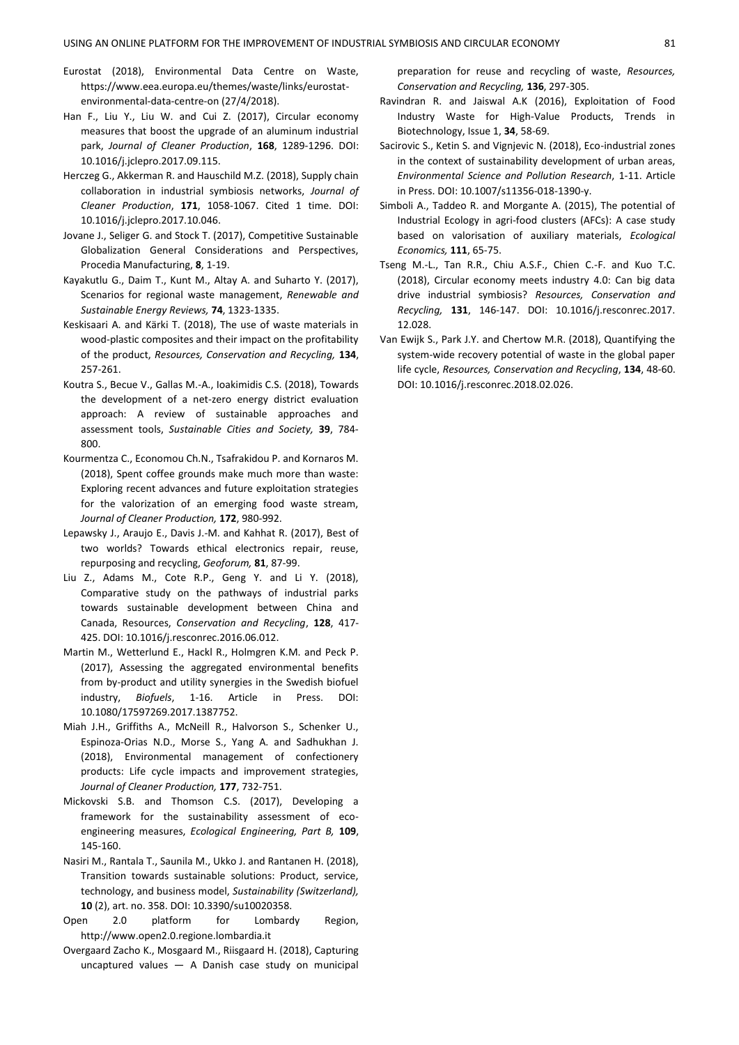Eurostat (2018), Environmental Data Centre on Waste, https://www.eea.europa.eu/themes/waste/links/eurostat-environmental-data-centre-on (27/4/2018).

Han F., Liu Y., Liu W. and Cui Z. (2017), Circular economy measures that boost the upgrade of an aluminum industrial park, *Journal of Cleaner Production*, **168**, 1289-1296. DOI: 10.1016/j.jclepro.2017.09.115.

Herczeg G., Akkerman R. and Hauschild M.Z. (2018), Supply chain collaboration in industrial symbiosis networks, *Journal of Cleaner Production*, **171**, 1058-1067. Cited 1 time. DOI: 10.1016/j.jclepro.2017.10.046.

Jovane J., Seliger G. and Stock T. (2017), Competitive Sustainable Globalization General Considerations and Perspectives, Procedia Manufacturing, **8**, 1-19.

Kayakutlu G., Daim T., Kunt M., Altay A. and Suharto Y. (2017), Scenarios for regional waste management, *Renewable and Sustainable Energy Reviews,* **74**, 1323-1335.

Keskisaari A. and Kärki T. (2018), The use of waste materials in wood-plastic composites and their impact on the profitability of the product, *Resources, Conservation and Recycling,* **134**, 257-261.

Koutra S., Becue V., Gallas M.-A., Ioakimidis C.S. (2018), Towards the development of a net-zero energy district evaluation approach: A review of sustainable approaches and assessment tools, *Sustainable Cities and Society,* **39**, 784-800.

Kourmentza C., Economou Ch.N., Tsafrakidou P. and Kornaros M. (2018), Spent coffee grounds make much more than waste: Exploring recent advances and future exploitation strategies for the valorization of an emerging food waste stream, *Journal of Cleaner Production,* **172**, 980-992.

Lepawsky J., Araujo E., Davis J.-M. and Kahhat R. (2017), Best of two worlds? Towards ethical electronics repair, reuse, repurposing and recycling, *Geoforum,* **81**, 87-99.

Liu Z., Adams M., Cote R.P., Geng Y. and Li Y. (2018), Comparative study on the pathways of industrial parks towards sustainable development between China and Canada, Resources, *Conservation and Recycling*, **128**, 417-425. DOI: 10.1016/j.resconrec.2016.06.012.

Martin M., Wetterlund E., Hackl R., Holmgren K.M. and Peck P. (2017), Assessing the aggregated environmental benefits from by-product and utility synergies in the Swedish biofuel industry, *Biofuels*, 1-16. Article in Press. DOI: 10.1080/17597269.2017.1387752.

Miah J.H., Griffiths A., McNeill R., Halvorson S., Schenker U., Espinoza-Orias N.D., Morse S., Yang A. and Sadhukhan J. (2018), Environmental management of confectionery products: Life cycle impacts and improvement strategies, *Journal of Cleaner Production,* **177**, 732-751.

Mickovski S.B. and Thomson C.S. (2017), Developing a framework for the sustainability assessment of eco-engineering measures, *Ecological Engineering, Part B,* **109**, 145-160.

Nasiri M., Rantala T., Saunila M., Ukko J. and Rantanen H. (2018), Transition towards sustainable solutions: Product, service, technology, and business model, *Sustainability (Switzerland),* **10** (2), art. no. 358. DOI: 10.3390/su10020358.

Open 2.0 platform for Lombardy Region, http://www.open2.0.regione.lombardia.it

Overgaard Zacho K., Mosgaard M., Riisgaard H. (2018), Capturing uncaptured values — A Danish case study on municipal preparation for reuse and recycling of waste, *Resources, Conservation and Recycling,* **136**, 297-305.

Ravindran R. and Jaiswal A.K (2016), Exploitation of Food Industry Waste for High-Value Products, Trends in Biotechnology, Issue 1, **34**, 58-69.

Sacirovic S., Ketin S. and Vignjevic N. (2018), Eco-industrial zones in the context of sustainability development of urban areas, *Environmental Science and Pollution Research*, 1-11. Article in Press. DOI: 10.1007/s11356-018-1390-y.

Simboli A., Taddeo R. and Morgante A. (2015), The potential of Industrial Ecology in agri-food clusters (AFCs): A case study based on valorisation of auxiliary materials, *Ecological Economics,* **111**, 65-75.

Tseng M.-L., Tan R.R., Chiu A.S.F., Chien C.-F. and Kuo T.C. (2018), Circular economy meets industry 4.0: Can big data drive industrial symbiosis? *Resources, Conservation and Recycling,* **131**, 146-147. DOI: 10.1016/j.resconrec.2017.12.028.

Van Ewijk S., Park J.Y. and Chertow M.R. (2018), Quantifying the system-wide recovery potential of waste in the global paper life cycle, *Resources, Conservation and Recycling*, **134**, 48-60. DOI: 10.1016/j.resconrec.2018.02.026.